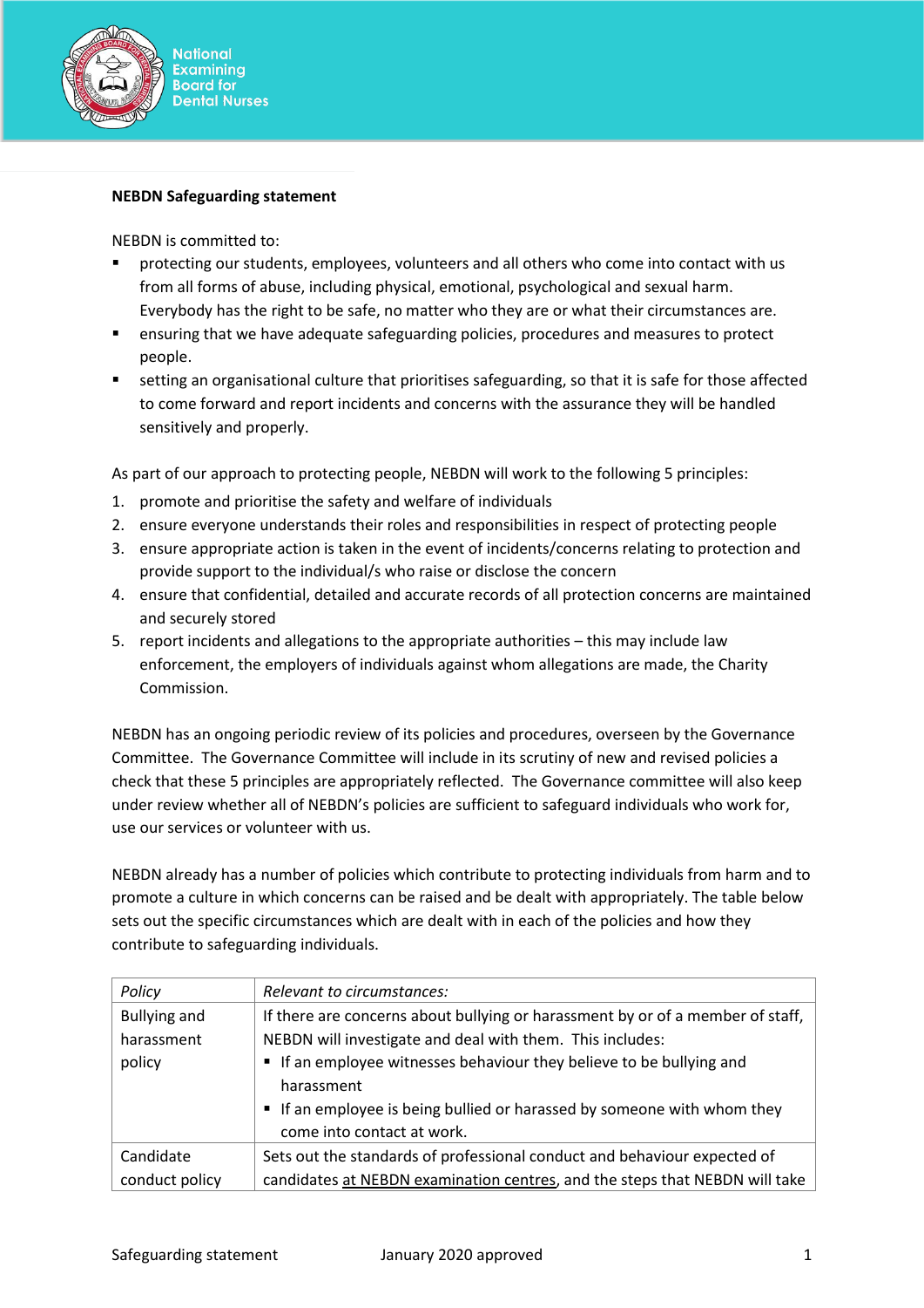**NEBDN Safeguarding statement**

NEBDN is committed to:

- protecting our students, employees, volunteers and all others who come into contact with us from all forms of abuse, including physical, emotional, psychological and sexual harm. Everybody has the right to be safe, no matter who they are or what their circumstances are.
- ensuring that we have adequate safeguarding policies, procedures and measures to protect people.
- setting an organisational culture that prioritises safeguarding, so that it is safe for those affected to come forward and report incidents and concerns with the assurance they will be handled sensitively and properly.

As part of our approach to protecting people, NEBDN will work to the following 5 principles:

1. promote and prioritise the safety and welfare of individuals
2. ensure everyone understands their roles and responsibilities in respect of protecting people
3. ensure appropriate action is taken in the event of incidents/concerns relating to protection and provide support to the individual/s who raise or disclose the concern
4. ensure that confidential, detailed and accurate records of all protection concerns are maintained and securely stored
5. report incidents and allegations to the appropriate authorities – this may include law enforcement, the employers of individuals against whom allegations are made, the Charity Commission.

NEBDN has an ongoing periodic review of its policies and procedures, overseen by the Governance Committee. The Governance Committee will include in its scrutiny of new and revised policies a check that these 5 principles are appropriately reflected. The Governance committee will also keep under review whether all of NEBDN's policies are sufficient to safeguard individuals who work for, use our services or volunteer with us.

NEBDN already has a number of policies which contribute to protecting individuals from harm and to promote a culture in which concerns can be raised and be dealt with appropriately. The table below sets out the specific circumstances which are dealt with in each of the policies and how they contribute to safeguarding individuals.

| *Policy* | *Relevant to circumstances:* |
| --- | --- |
| Bullying and harassment policy | If there are concerns about bullying or harassment by or of a member of staff, NEBDN will investigate and deal with them. This includes:<br>▪ If an employee witnesses behaviour they believe to be bullying and harassment<br>▪ If an employee is being bullied or harassed by someone with whom they come into contact at work. |
| Candidate conduct policy | Sets out the standards of professional conduct and behaviour expected of candidates <u>at NEBDN examination centres</u>, and the steps that NEBDN will take |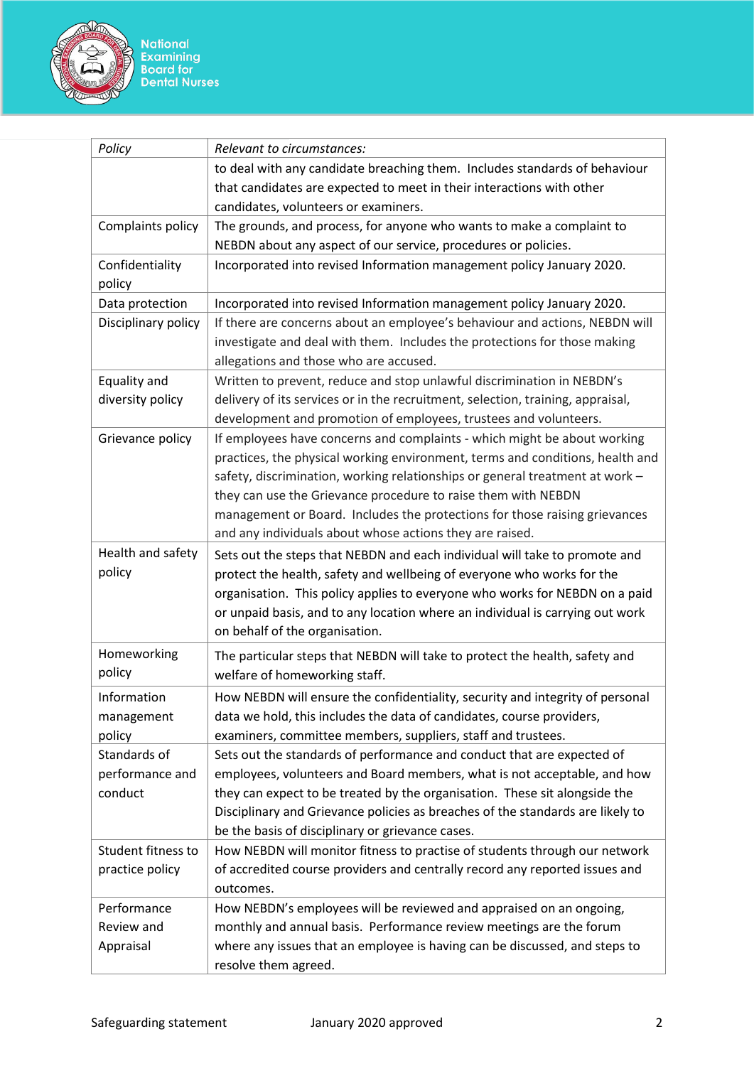| Policy | Relevant to circumstances: |
| --- | --- |
| | to deal with any candidate breaching them. Includes standards of behaviour that candidates are expected to meet in their interactions with other candidates, volunteers or examiners. |
| Complaints policy | The grounds, and process, for anyone who wants to make a complaint to NEBDN about any aspect of our service, procedures or policies. |
| Confidentiality policy | Incorporated into revised Information management policy January 2020. |
| Data protection | Incorporated into revised Information management policy January 2020. |
| Disciplinary policy | If there are concerns about an employee's behaviour and actions, NEBDN will investigate and deal with them. Includes the protections for those making allegations and those who are accused. |
| Equality and diversity policy | Written to prevent, reduce and stop unlawful discrimination in NEBDN's delivery of its services or in the recruitment, selection, training, appraisal, development and promotion of employees, trustees and volunteers. |
| Grievance policy | If employees have concerns and complaints - which might be about working practices, the physical working environment, terms and conditions, health and safety, discrimination, working relationships or general treatment at work – they can use the Grievance procedure to raise them with NEBDN management or Board. Includes the protections for those raising grievances and any individuals about whose actions they are raised. |
| Health and safety policy | Sets out the steps that NEBDN and each individual will take to promote and protect the health, safety and wellbeing of everyone who works for the organisation. This policy applies to everyone who works for NEBDN on a paid or unpaid basis, and to any location where an individual is carrying out work on behalf of the organisation. |
| Homeworking policy | The particular steps that NEBDN will take to protect the health, safety and welfare of homeworking staff. |
| Information management policy | How NEBDN will ensure the confidentiality, security and integrity of personal data we hold, this includes the data of candidates, course providers, examiners, committee members, suppliers, staff and trustees. |
| Standards of performance and conduct | Sets out the standards of performance and conduct that are expected of employees, volunteers and Board members, what is not acceptable, and how they can expect to be treated by the organisation. These sit alongside the Disciplinary and Grievance policies as breaches of the standards are likely to be the basis of disciplinary or grievance cases. |
| Student fitness to practice policy | How NEBDN will monitor fitness to practise of students through our network of accredited course providers and centrally record any reported issues and outcomes. |
| Performance Review and Appraisal | How NEBDN's employees will be reviewed and appraised on an ongoing, monthly and annual basis. Performance review meetings are the forum where any issues that an employee is having can be discussed, and steps to resolve them agreed. |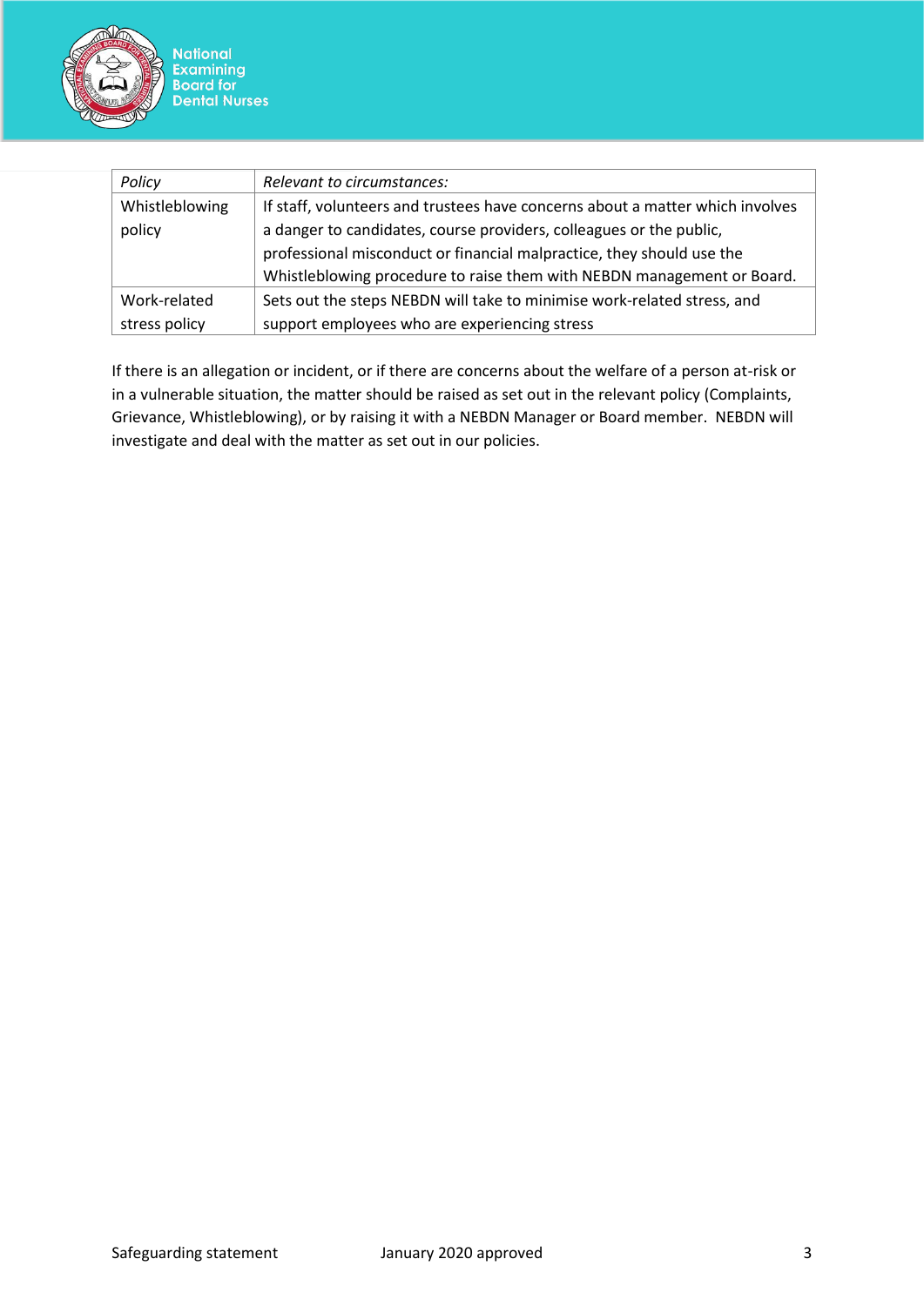| *Policy* | *Relevant to circumstances:* |
|---|---|
| Whistleblowing policy | If staff, volunteers and trustees have concerns about a matter which involves a danger to candidates, course providers, colleagues or the public, professional misconduct or financial malpractice, they should use the Whistleblowing procedure to raise them with NEBDN management or Board. |
| Work-related stress policy | Sets out the steps NEBDN will take to minimise work-related stress, and support employees who are experiencing stress |

If there is an allegation or incident, or if there are concerns about the welfare of a person at-risk or in a vulnerable situation, the matter should be raised as set out in the relevant policy (Complaints, Grievance, Whistleblowing), or by raising it with a NEBDN Manager or Board member. NEBDN will investigate and deal with the matter as set out in our policies.